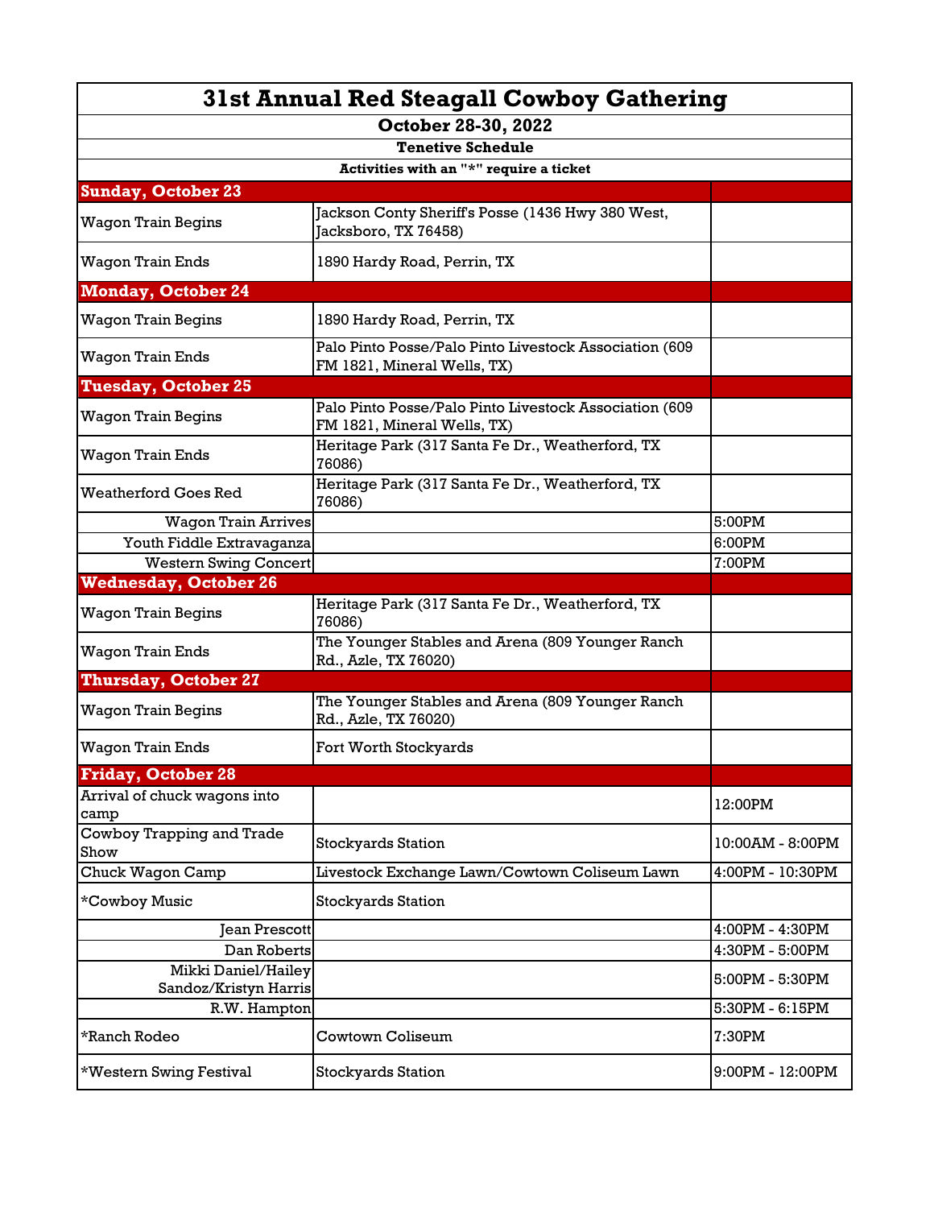# 31st Annual Red Steagall Cowboy Gathering

**October 28-30, 2022**

**Tenetive Schedule**

**Activities with an "*" require a ticket**

| Activity | Location | Time |
|---|---|---|
| **Sunday, October 23** | | |
| Wagon Train Begins | Jackson Conty Sheriff's Posse (1436 Hwy 380 West, Jacksboro, TX 76458) | |
| Wagon Train Ends | 1890 Hardy Road, Perrin, TX | |
| **Monday, October 24** | | |
| Wagon Train Begins | 1890 Hardy Road, Perrin, TX | |
| Wagon Train Ends | Palo Pinto Posse/Palo Pinto Livestock Association (609 FM 1821, Mineral Wells, TX) | |
| **Tuesday, October 25** | | |
| Wagon Train Begins | Palo Pinto Posse/Palo Pinto Livestock Association (609 FM 1821, Mineral Wells, TX) | |
| Wagon Train Ends | Heritage Park (317 Santa Fe Dr., Weatherford, TX 76086) | |
| Weatherford Goes Red | Heritage Park (317 Santa Fe Dr., Weatherford, TX 76086) | |
| Wagon Train Arrives | | 5:00PM |
| Youth Fiddle Extravaganza | | 6:00PM |
| Western Swing Concert | | 7:00PM |
| **Wednesday, October 26** | | |
| Wagon Train Begins | Heritage Park (317 Santa Fe Dr., Weatherford, TX 76086) | |
| Wagon Train Ends | The Younger Stables and Arena (809 Younger Ranch Rd., Azle, TX 76020) | |
| **Thursday, October 27** | | |
| Wagon Train Begins | The Younger Stables and Arena (809 Younger Ranch Rd., Azle, TX 76020) | |
| Wagon Train Ends | Fort Worth Stockyards | |
| **Friday, October 28** | | |
| Arrival of chuck wagons into camp | | 12:00PM |
| Cowboy Trapping and Trade Show | Stockyards Station | 10:00AM - 8:00PM |
| Chuck Wagon Camp | Livestock Exchange Lawn/Cowtown Coliseum Lawn | 4:00PM - 10:30PM |
| *Cowboy Music | Stockyards Station | |
| Jean Prescott | | 4:00PM - 4:30PM |
| Dan Roberts | | 4:30PM - 5:00PM |
| Mikki Daniel/Hailey Sandoz/Kristyn Harris | | 5:00PM - 5:30PM |
| R.W. Hampton | | 5:30PM - 6:15PM |
| *Ranch Rodeo | Cowtown Coliseum | 7:30PM |
| *Western Swing Festival | Stockyards Station | 9:00PM - 12:00PM |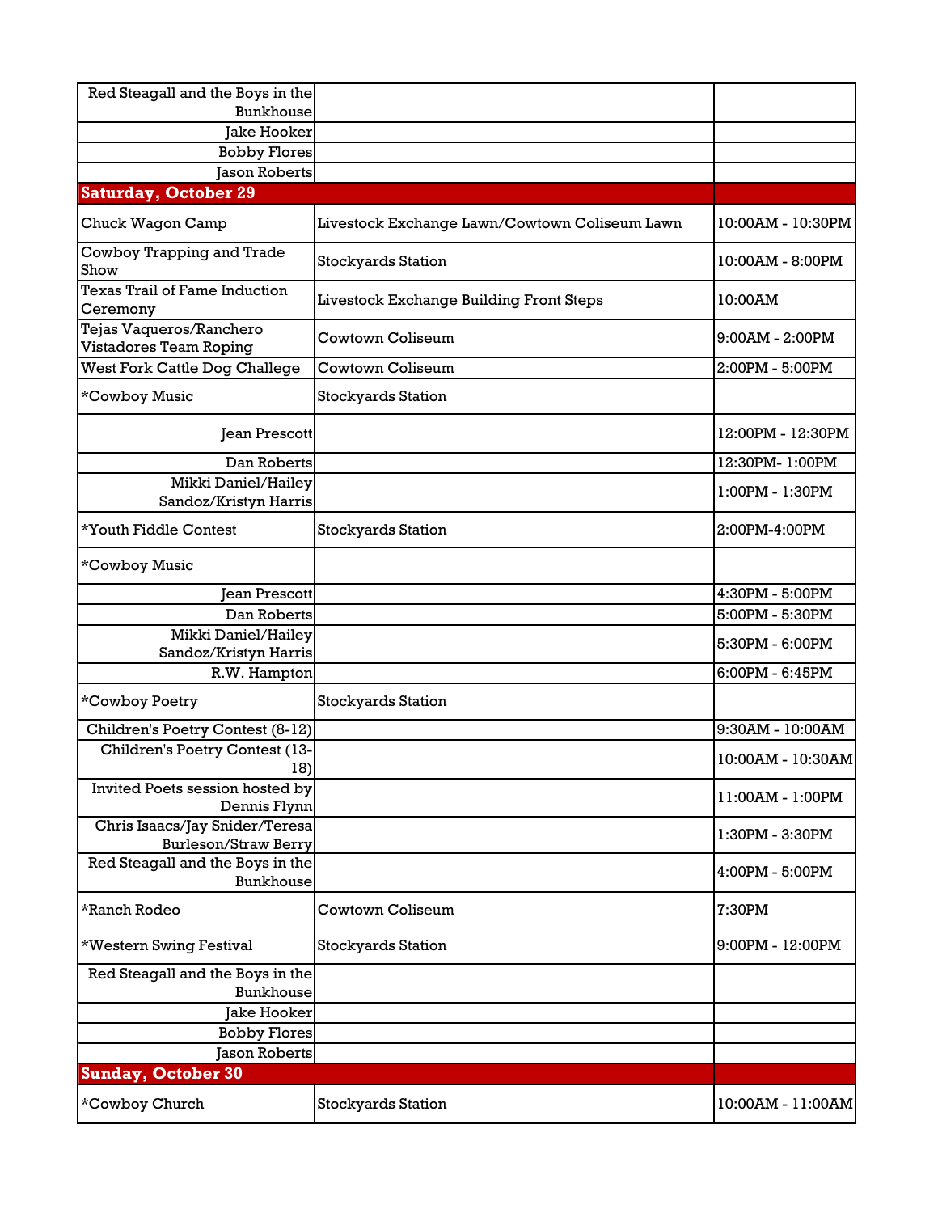| | | |
|---|---|---|
| Red Steagall and the Boys in the Bunkhouse | | |
| Jake Hooker | | |
| Bobby Flores | | |
| Jason Roberts | | |
| **Saturday, October 29** | | |
| Chuck Wagon Camp | Livestock Exchange Lawn/Cowtown Coliseum Lawn | 10:00AM - 10:30PM |
| Cowboy Trapping and Trade Show | Stockyards Station | 10:00AM - 8:00PM |
| Texas Trail of Fame Induction Ceremony | Livestock Exchange Building Front Steps | 10:00AM |
| Tejas Vaqueros/Ranchero Vistadores Team Roping | Cowtown Coliseum | 9:00AM - 2:00PM |
| West Fork Cattle Dog Challege | Cowtown Coliseum | 2:00PM - 5:00PM |
| *Cowboy Music | Stockyards Station | |
| Jean Prescott | | 12:00PM - 12:30PM |
| Dan Roberts | | 12:30PM- 1:00PM |
| Mikki Daniel/Hailey Sandoz/Kristyn Harris | | 1:00PM - 1:30PM |
| *Youth Fiddle Contest | Stockyards Station | 2:00PM-4:00PM |
| *Cowboy Music | | |
| Jean Prescott | | 4:30PM - 5:00PM |
| Dan Roberts | | 5:00PM - 5:30PM |
| Mikki Daniel/Hailey Sandoz/Kristyn Harris | | 5:30PM - 6:00PM |
| R.W. Hampton | | 6:00PM - 6:45PM |
| *Cowboy Poetry | Stockyards Station | |
| Children's Poetry Contest (8-12) | | 9:30AM - 10:00AM |
| Children's Poetry Contest (13-18) | | 10:00AM - 10:30AM |
| Invited Poets session hosted by Dennis Flynn | | 11:00AM - 1:00PM |
| Chris Isaacs/Jay Snider/Teresa Burleson/Straw Berry | | 1:30PM - 3:30PM |
| Red Steagall and the Boys in the Bunkhouse | | 4:00PM - 5:00PM |
| *Ranch Rodeo | Cowtown Coliseum | 7:30PM |
| *Western Swing Festival | Stockyards Station | 9:00PM - 12:00PM |
| Red Steagall and the Boys in the Bunkhouse | | |
| Jake Hooker | | |
| Bobby Flores | | |
| Jason Roberts | | |
| **Sunday, October 30** | | |
| *Cowboy Church | Stockyards Station | 10:00AM - 11:00AM |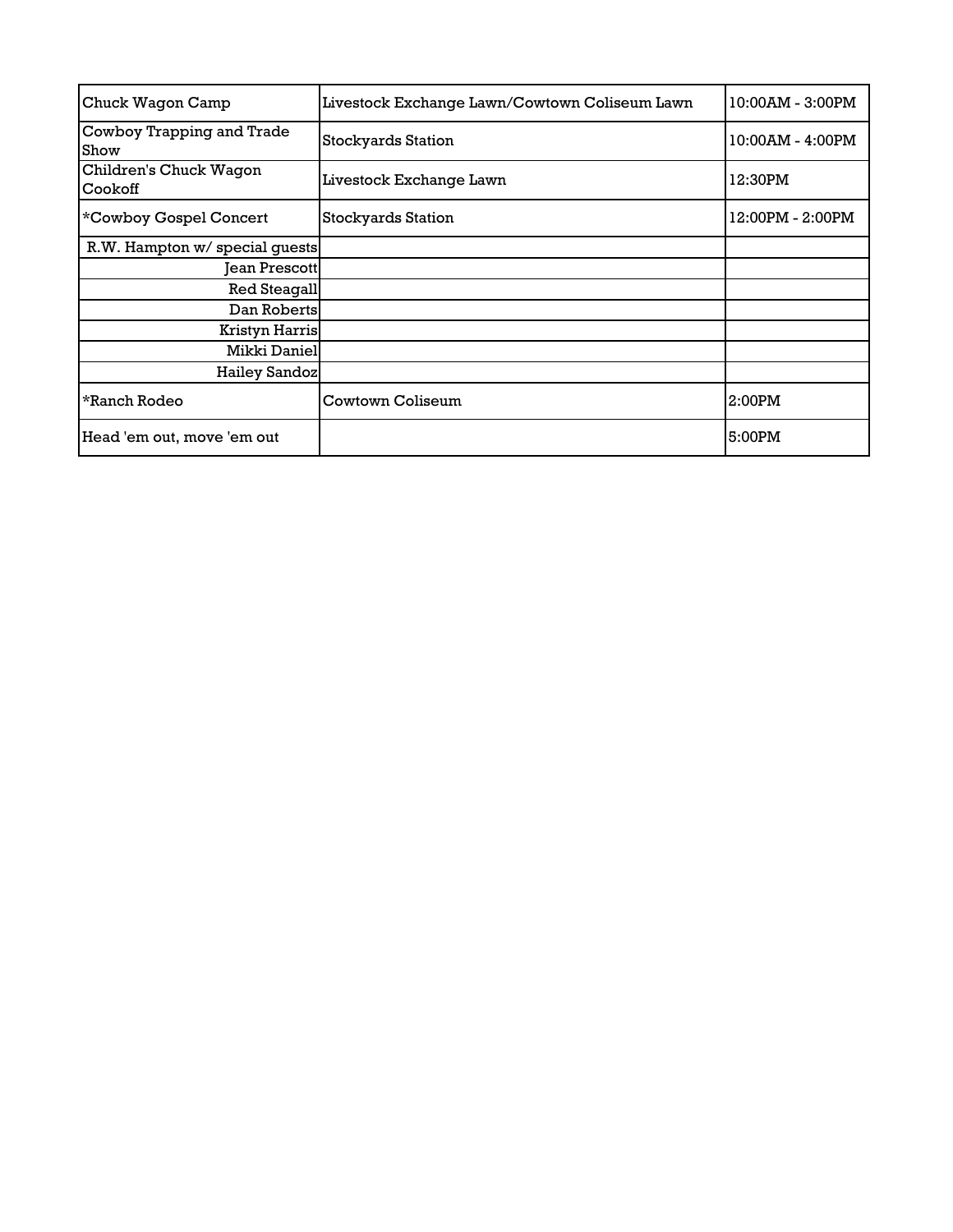| | | |
|---|---|---|
| Chuck Wagon Camp | Livestock Exchange Lawn/Cowtown Coliseum Lawn | 10:00AM - 3:00PM |
| Cowboy Trapping and Trade Show | Stockyards Station | 10:00AM - 4:00PM |
| Children's Chuck Wagon Cookoff | Livestock Exchange Lawn | 12:30PM |
| *Cowboy Gospel Concert | Stockyards Station | 12:00PM - 2:00PM |
| R.W. Hampton w/ special guests | | |
| Jean Prescott | | |
| Red Steagall | | |
| Dan Roberts | | |
| Kristyn Harris | | |
| Mikki Daniel | | |
| Hailey Sandoz | | |
| *Ranch Rodeo | Cowtown Coliseum | 2:00PM |
| Head 'em out, move 'em out | | 5:00PM |